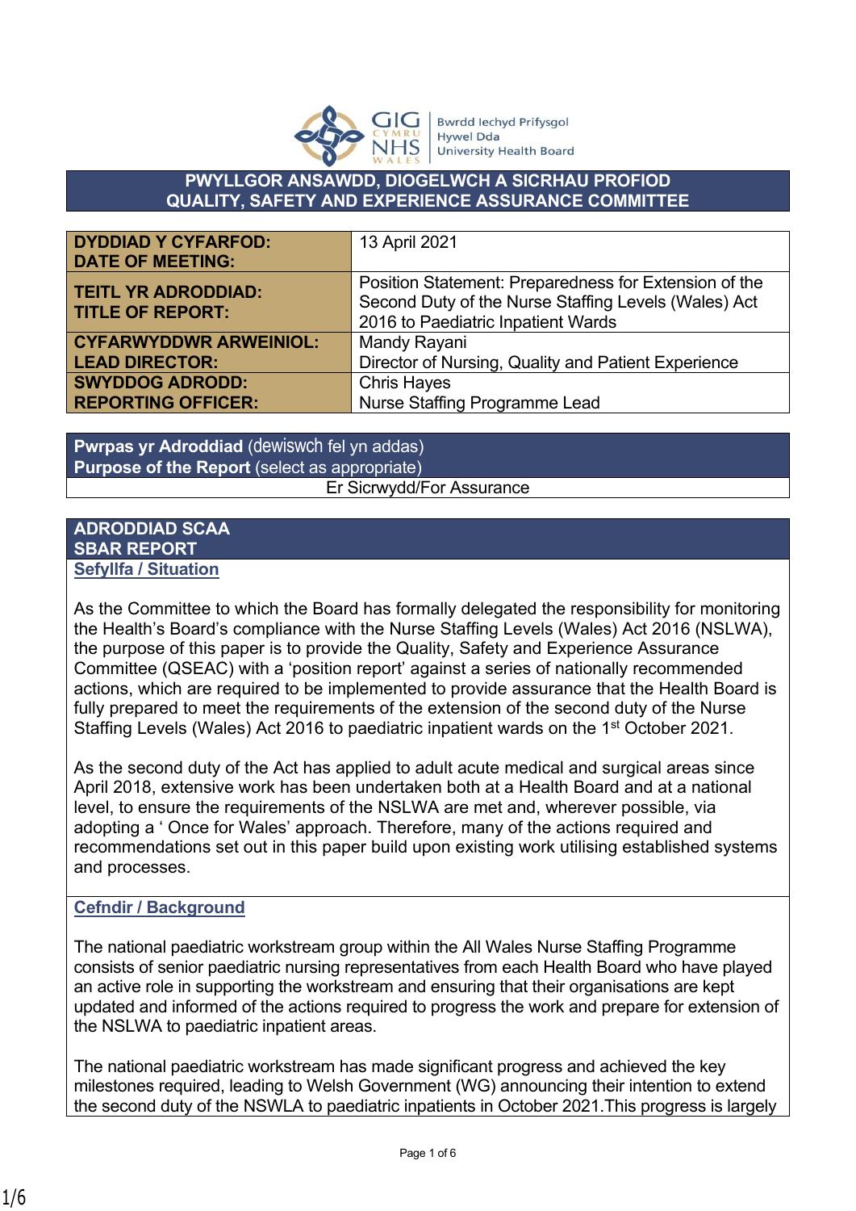**PWYLLGOR ANSAWDD, DIOGELWCH A SICRHAU PROFIOD**
**QUALITY, SAFETY AND EXPERIENCE ASSURANCE COMMITTEE**

| | |
|---|---|
| **DYDDIAD Y CYFARFOD: DATE OF MEETING:** | 13 April 2021 |
| **TEITL YR ADRODDIAD: TITLE OF REPORT:** | Position Statement: Preparedness for Extension of the Second Duty of the Nurse Staffing Levels (Wales) Act 2016 to Paediatric Inpatient Wards |
| **CYFARWYDDWR ARWEINIOL: LEAD DIRECTOR:** | Mandy Rayani<br>Director of Nursing, Quality and Patient Experience |
| **SWYDDOG ADRODD: REPORTING OFFICER:** | Chris Hayes<br>Nurse Staffing Programme Lead |

**Pwrpas yr Adroddiad** (dewiswch fel yn addas)
**Purpose of the Report** (select as appropriate)

Er Sicrwydd/For Assurance

## ADRODDIAD SCAA
## SBAR REPORT

### Sefyllfa / Situation

As the Committee to which the Board has formally delegated the responsibility for monitoring the Health's Board's compliance with the Nurse Staffing Levels (Wales) Act 2016 (NSLWA), the purpose of this paper is to provide the Quality, Safety and Experience Assurance Committee (QSEAC) with a 'position report' against a series of nationally recommended actions, which are required to be implemented to provide assurance that the Health Board is fully prepared to meet the requirements of the extension of the second duty of the Nurse Staffing Levels (Wales) Act 2016 to paediatric inpatient wards on the 1st October 2021.

As the second duty of the Act has applied to adult acute medical and surgical areas since April 2018, extensive work has been undertaken both at a Health Board and at a national level, to ensure the requirements of the NSLWA are met and, wherever possible, via adopting a ' Once for Wales' approach. Therefore, many of the actions required and recommendations set out in this paper build upon existing work utilising established systems and processes.

### Cefndir / Background

The national paediatric workstream group within the All Wales Nurse Staffing Programme consists of senior paediatric nursing representatives from each Health Board who have played an active role in supporting the workstream and ensuring that their organisations are kept updated and informed of the actions required to progress the work and prepare for extension of the NSLWA to paediatric inpatient areas.

The national paediatric workstream has made significant progress and achieved the key milestones required, leading to Welsh Government (WG) announcing their intention to extend the second duty of the NSWLA to paediatric inpatients in October 2021.This progress is largely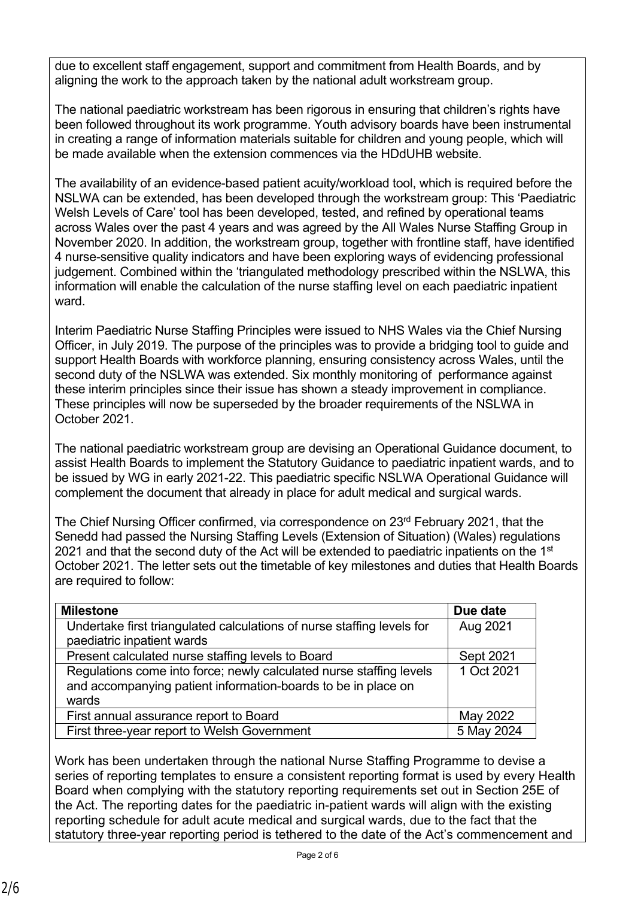due to excellent staff engagement, support and commitment from Health Boards, and by aligning the work to the approach taken by the national adult workstream group.

The national paediatric workstream has been rigorous in ensuring that children's rights have been followed throughout its work programme. Youth advisory boards have been instrumental in creating a range of information materials suitable for children and young people, which will be made available when the extension commences via the HDdUHB website.

The availability of an evidence-based patient acuity/workload tool, which is required before the NSLWA can be extended, has been developed through the workstream group: This 'Paediatric Welsh Levels of Care' tool has been developed, tested, and refined by operational teams across Wales over the past 4 years and was agreed by the All Wales Nurse Staffing Group in November 2020. In addition, the workstream group, together with frontline staff, have identified 4 nurse-sensitive quality indicators and have been exploring ways of evidencing professional judgement. Combined within the 'triangulated methodology prescribed within the NSLWA, this information will enable the calculation of the nurse staffing level on each paediatric inpatient ward.

Interim Paediatric Nurse Staffing Principles were issued to NHS Wales via the Chief Nursing Officer, in July 2019. The purpose of the principles was to provide a bridging tool to guide and support Health Boards with workforce planning, ensuring consistency across Wales, until the second duty of the NSLWA was extended. Six monthly monitoring of performance against these interim principles since their issue has shown a steady improvement in compliance. These principles will now be superseded by the broader requirements of the NSLWA in October 2021.

The national paediatric workstream group are devising an Operational Guidance document, to assist Health Boards to implement the Statutory Guidance to paediatric inpatient wards, and to be issued by WG in early 2021-22. This paediatric specific NSLWA Operational Guidance will complement the document that already in place for adult medical and surgical wards.

The Chief Nursing Officer confirmed, via correspondence on 23rd February 2021, that the Senedd had passed the Nursing Staffing Levels (Extension of Situation) (Wales) regulations 2021 and that the second duty of the Act will be extended to paediatric inpatients on the 1st October 2021. The letter sets out the timetable of key milestones and duties that Health Boards are required to follow:

| Milestone | Due date |
|---|---|
| Undertake first triangulated calculations of nurse staffing levels for paediatric inpatient wards | Aug 2021 |
| Present calculated nurse staffing levels to Board | Sept 2021 |
| Regulations come into force; newly calculated nurse staffing levels and accompanying patient information-boards to be in place on wards | 1 Oct 2021 |
| First annual assurance report to Board | May 2022 |
| First three-year report to Welsh Government | 5 May 2024 |

Work has been undertaken through the national Nurse Staffing Programme to devise a series of reporting templates to ensure a consistent reporting format is used by every Health Board when complying with the statutory reporting requirements set out in Section 25E of the Act. The reporting dates for the paediatric in-patient wards will align with the existing reporting schedule for adult acute medical and surgical wards, due to the fact that the statutory three-year reporting period is tethered to the date of the Act's commencement and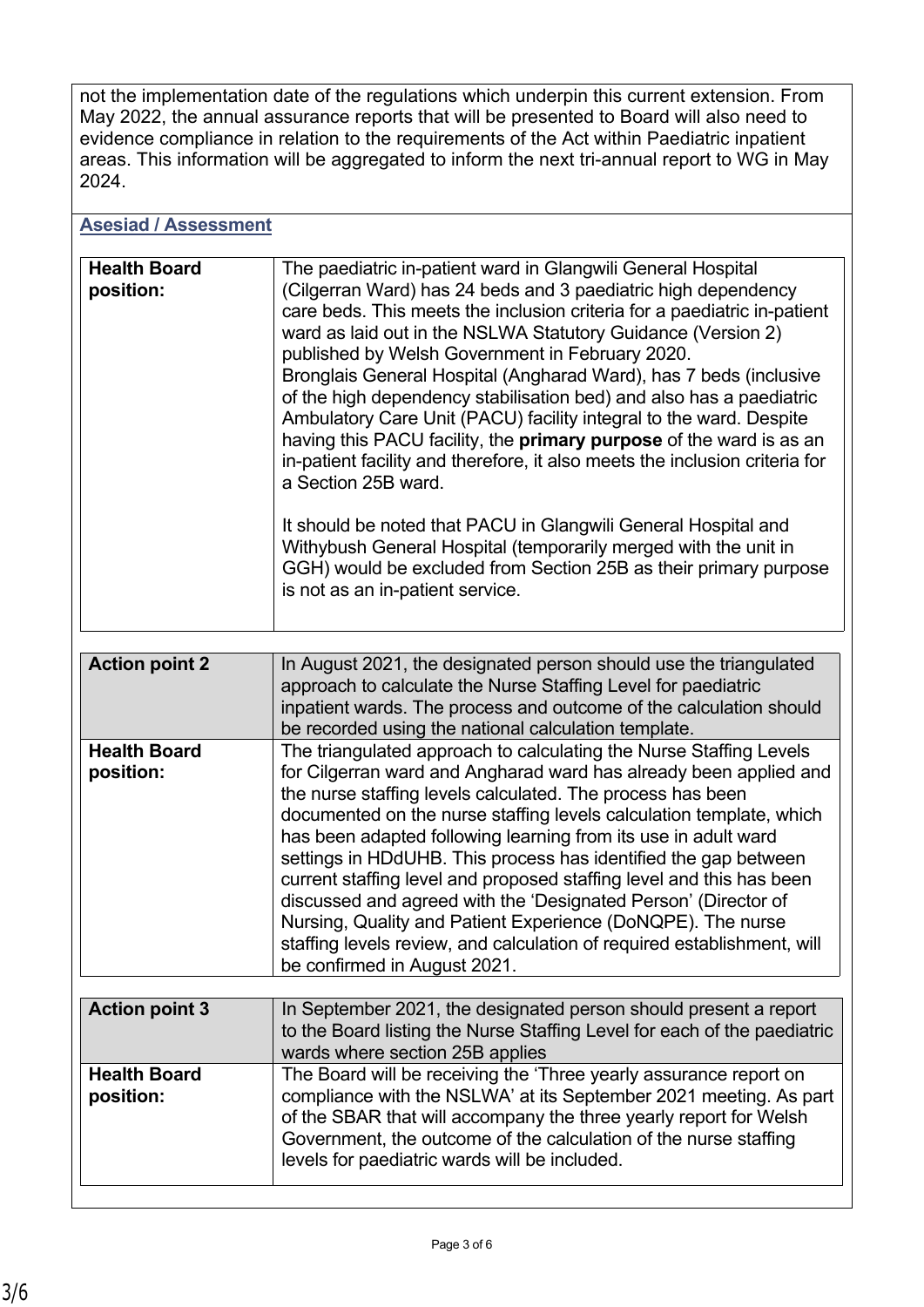not the implementation date of the regulations which underpin this current extension. From May 2022, the annual assurance reports that will be presented to Board will also need to evidence compliance in relation to the requirements of the Act within Paediatric inpatient areas. This information will be aggregated to inform the next tri-annual report to WG in May 2024.

## Asesiad / Assessment

| | |
|---|---|
| **Health Board position:** | The paediatric in-patient ward in Glangwili General Hospital (Cilgerran Ward) has 24 beds and 3 paediatric high dependency care beds. This meets the inclusion criteria for a paediatric in-patient ward as laid out in the NSLWA Statutory Guidance (Version 2) published by Welsh Government in February 2020.<br>Bronglais General Hospital (Angharad Ward), has 7 beds (inclusive of the high dependency stabilisation bed) and also has a paediatric Ambulatory Care Unit (PACU) facility integral to the ward. Despite having this PACU facility, the **primary purpose** of the ward is as an in-patient facility and therefore, it also meets the inclusion criteria for a Section 25B ward.<br><br>It should be noted that PACU in Glangwili General Hospital and Withybush General Hospital (temporarily merged with the unit in GGH) would be excluded from Section 25B as their primary purpose is not as an in-patient service. |

| | |
|---|---|
| **Action point 2** | In August 2021, the designated person should use the triangulated approach to calculate the Nurse Staffing Level for paediatric inpatient wards. The process and outcome of the calculation should be recorded using the national calculation template. |
| **Health Board position:** | The triangulated approach to calculating the Nurse Staffing Levels for Cilgerran ward and Angharad ward has already been applied and the nurse staffing levels calculated. The process has been documented on the nurse staffing levels calculation template, which has been adapted following learning from its use in adult ward settings in HDdUHB. This process has identified the gap between current staffing level and proposed staffing level and this has been discussed and agreed with the 'Designated Person' (Director of Nursing, Quality and Patient Experience (DoNQPE). The nurse staffing levels review, and calculation of required establishment, will be confirmed in August 2021. |

| | |
|---|---|
| **Action point 3** | In September 2021, the designated person should present a report to the Board listing the Nurse Staffing Level for each of the paediatric wards where section 25B applies |
| **Health Board position:** | The Board will be receiving the 'Three yearly assurance report on compliance with the NSLWA' at its September 2021 meeting. As part of the SBAR that will accompany the three yearly report for Welsh Government, the outcome of the calculation of the nurse staffing levels for paediatric wards will be included. |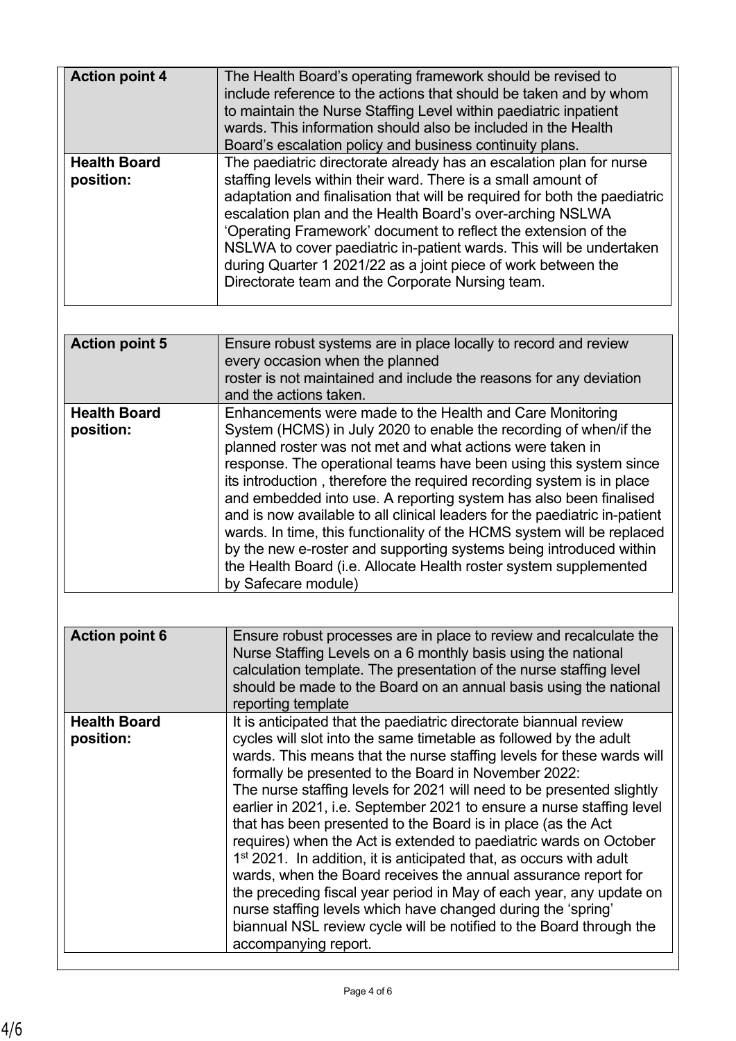| **Action point 4** | The Health Board's operating framework should be revised to include reference to the actions that should be taken and by whom to maintain the Nurse Staffing Level within paediatric inpatient wards. This information should also be included in the Health Board's escalation policy and business continuity plans. |
| --- | --- |
| **Health Board position:** | The paediatric directorate already has an escalation plan for nurse staffing levels within their ward. There is a small amount of adaptation and finalisation that will be required for both the paediatric escalation plan and the Health Board's over-arching NSLWA 'Operating Framework' document to reflect the extension of the NSLWA to cover paediatric in-patient wards. This will be undertaken during Quarter 1 2021/22 as a joint piece of work between the Directorate team and the Corporate Nursing team. |

| **Action point 5** | Ensure robust systems are in place locally to record and review every occasion when the planned roster is not maintained and include the reasons for any deviation and the actions taken. |
| --- | --- |
| **Health Board position:** | Enhancements were made to the Health and Care Monitoring System (HCMS) in July 2020 to enable the recording of when/if the planned roster was not met and what actions were taken in response. The operational teams have been using this system since its introduction , therefore the required recording system is in place and embedded into use. A reporting system has also been finalised and is now available to all clinical leaders for the paediatric in-patient wards. In time, this functionality of the HCMS system will be replaced by the new e-roster and supporting systems being introduced within the Health Board (i.e. Allocate Health roster system supplemented by Safecare module) |

| **Action point 6** | Ensure robust processes are in place to review and recalculate the Nurse Staffing Levels on a 6 monthly basis using the national calculation template. The presentation of the nurse staffing level should be made to the Board on an annual basis using the national reporting template |
| --- | --- |
| **Health Board position:** | It is anticipated that the paediatric directorate biannual review cycles will slot into the same timetable as followed by the adult wards. This means that the nurse staffing levels for these wards will formally be presented to the Board in November 2022: The nurse staffing levels for 2021 will need to be presented slightly earlier in 2021, i.e. September 2021 to ensure a nurse staffing level that has been presented to the Board is in place (as the Act requires) when the Act is extended to paediatric wards on October 1st 2021. In addition, it is anticipated that, as occurs with adult wards, when the Board receives the annual assurance report for the preceding fiscal year period in May of each year, any update on nurse staffing levels which have changed during the 'spring' biannual NSL review cycle will be notified to the Board through the accompanying report. |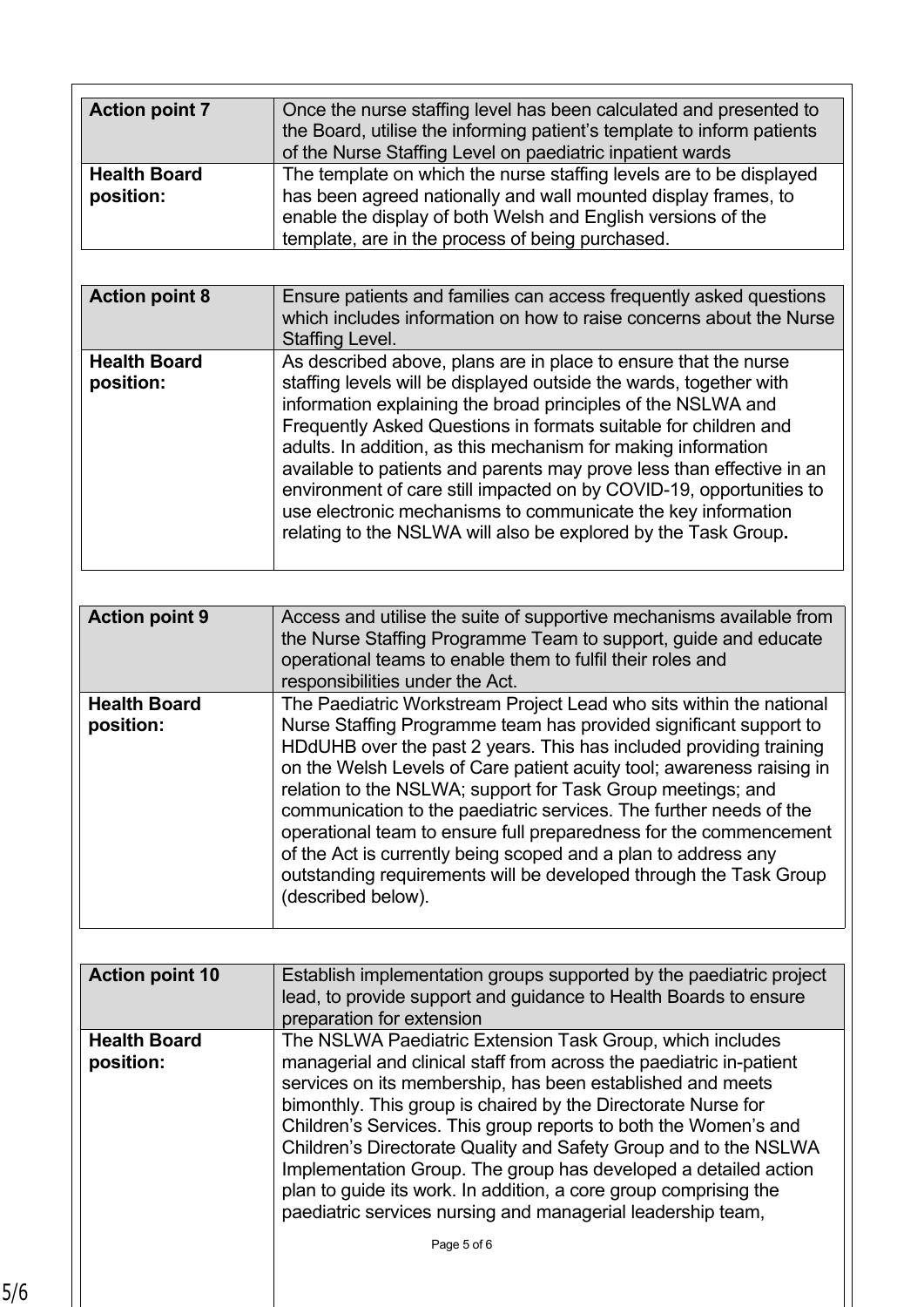| Action point 7 | Once the nurse staffing level has been calculated and presented to the Board, utilise the informing patient's template to inform patients of the Nurse Staffing Level on paediatric inpatient wards |
| --- | --- |
| **Health Board position:** | The template on which the nurse staffing levels are to be displayed has been agreed nationally and wall mounted display frames, to enable the display of both Welsh and English versions of the template, are in the process of being purchased. |

| Action point 8 | Ensure patients and families can access frequently asked questions which includes information on how to raise concerns about the Nurse Staffing Level. |
| --- | --- |
| **Health Board position:** | As described above, plans are in place to ensure that the nurse staffing levels will be displayed outside the wards, together with information explaining the broad principles of the NSLWA and Frequently Asked Questions in formats suitable for children and adults. In addition, as this mechanism for making information available to patients and parents may prove less than effective in an environment of care still impacted on by COVID-19, opportunities to use electronic mechanisms to communicate the key information relating to the NSLWA will also be explored by the Task Group. |

| Action point 9 | Access and utilise the suite of supportive mechanisms available from the Nurse Staffing Programme Team to support, guide and educate operational teams to enable them to fulfil their roles and responsibilities under the Act. |
| --- | --- |
| **Health Board position:** | The Paediatric Workstream Project Lead who sits within the national Nurse Staffing Programme team has provided significant support to HDdUHB over the past 2 years. This has included providing training on the Welsh Levels of Care patient acuity tool; awareness raising in relation to the NSLWA; support for Task Group meetings; and communication to the paediatric services. The further needs of the operational team to ensure full preparedness for the commencement of the Act is currently being scoped and a plan to address any outstanding requirements will be developed through the Task Group (described below). |

| Action point 10 | Establish implementation groups supported by the paediatric project lead, to provide support and guidance to Health Boards to ensure preparation for extension |
| --- | --- |
| **Health Board position:** | The NSLWA Paediatric Extension Task Group, which includes managerial and clinical staff from across the paediatric in-patient services on its membership, has been established and meets bimonthly. This group is chaired by the Directorate Nurse for Children's Services. This group reports to both the Women's and Children's Directorate Quality and Safety Group and to the NSLWA Implementation Group. The group has developed a detailed action plan to guide its work. In addition, a core group comprising the paediatric services nursing and managerial leadership team, |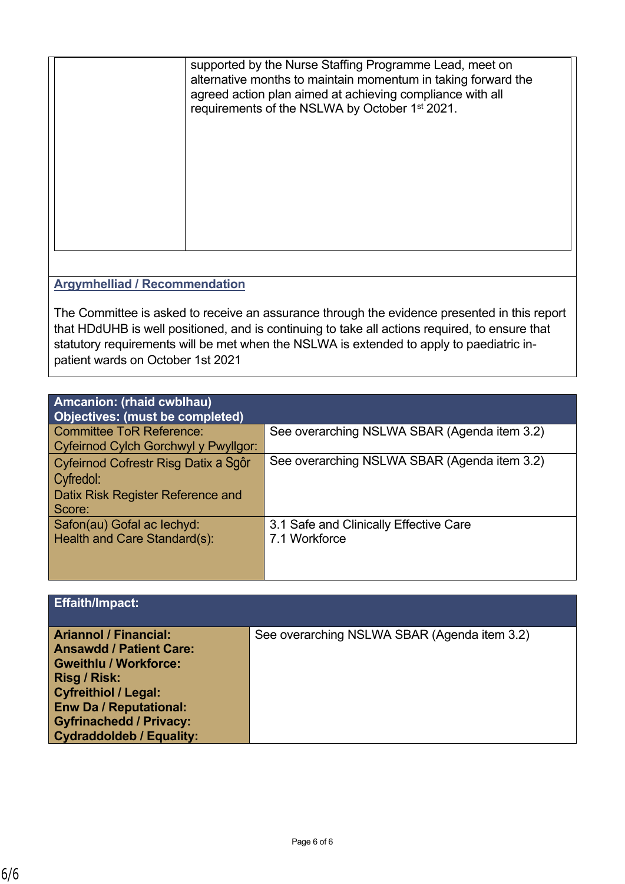| | |
|---|---|
| | supported by the Nurse Staffing Programme Lead, meet on alternative months to maintain momentum in taking forward the agreed action plan aimed at achieving compliance with all requirements of the NSLWA by October 1st 2021. |

**Argymhelliad / Recommendation**

The Committee is asked to receive an assurance through the evidence presented in this report that HDdUHB is well positioned, and is continuing to take all actions required, to ensure that statutory requirements will be met when the NSLWA is extended to apply to paediatric in-patient wards on October 1st 2021

| **Amcanion: (rhaid cwblhau)<br>Objectives: (must be completed)** | |
|---|---|
| Committee ToR Reference:<br>Cyfeirnod Cylch Gorchwyl y Pwyllgor: | See overarching NSLWA SBAR (Agenda item 3.2) |
| Cyfeirnod Cofrestr Risg Datix a Sgôr Cyfredol:<br>Datix Risk Register Reference and Score: | See overarching NSLWA SBAR (Agenda item 3.2) |
| Safon(au) Gofal ac Iechyd:<br>Health and Care Standard(s): | 3.1 Safe and Clinically Effective Care<br>7.1 Workforce |

| **Effaith/Impact:** | |
|---|---|
| **Ariannol / Financial:**<br>**Ansawdd / Patient Care:**<br>**Gweithlu / Workforce:**<br>**Risg / Risk:**<br>**Cyfreithiol / Legal:**<br>**Enw Da / Reputational:**<br>**Gyfrinachedd / Privacy:**<br>**Cydraddoldeb / Equality:** | See overarching NSLWA SBAR (Agenda item 3.2) |